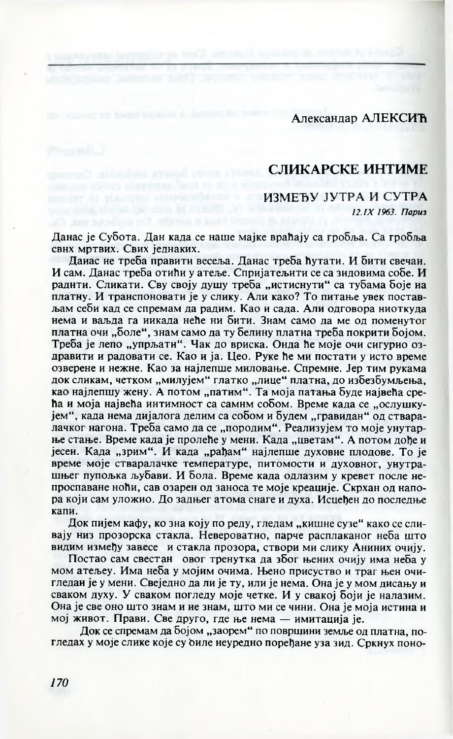Александар АЛЕКСИЋ

## СЛИКАРСКЕ ИНТИМЕ

### ИЗМЕЂУ ЈУТРА И СУТРА

*12.IX 1963. Париз*

Данас је Субота. Дан када се наше мајке враћају са гробља. Са гробља свих мртвих. Свих једнаких.

Данас не треба правити весеља. Данас треба ћутати. И бити свечан. И сам. Данас треба отићи у атеље. Спријатељити се са зидовима собе. И радити. Сликати. Сву своју душу треба „истиснути" са тубама боје на платну. И транспоновати је у слику. Али како? То питање увек постављам себи кад се спремам да радим. Као и сада. Али одговора ниоткуда нема и ваљда га никада неће ни бити. Знам само да ме од поменутог платна очи „боле", знам само да ту белину платна треба покрити бојом. Треба је лепо „упрљати". Чак до вриска. Онда ће моје очи сигурно оздравити и радовати се. Као и ја. Цео. Руке ће ми постати у исто време озверене и нежне. Као за најлепше миловање. Спремне. Јер тим рукама док сликам, четком „милујем" глатко „лице" платна, до избезумљења, као најлепшу жену. А потом „патим". Та моја патања буде највећа срећа и моја највећа интимност са самим собом. Време када се „ослушкујем", када нема дијалога делим са собом и будем „гравидан" од стваралачког нагона. Треба само да се „породим". Реализујем то моје унутарње стање. Време када је пролеће у мени. Када „цветам". А потом дође и јесен. Када „зрим". И када „рађам" најлепше духовне плодове. То је време моје стваралачке температуре, питомости и духовног, унутрашњег пупољка љубави. И бола. Време када одлазим у кревет после непроспаване ноћи, сав озарен од заноса те моје креације. Скрхан од напора који сам уложио. До задњег атома снаге и духа. Исцеђен до последње капи.

Док пијем кафу, ко зна коју по реду, гледам „кишне сузе" како се сливају низ прозорска стакла. Невероватно, парче расплаканог неба што видим између завесе и стакла прозора, створи ми слику Аниних очију.

Постао сам свестан овог тренутка да због њених очију има неба у мом атељеу. Има неба у мојим очима. Њено присуство и траг њен очигледан је у мени. Свеједно да ли је ту, или је нема. Она је у мом дисању и сваком духу. У сваком погледу моје четке. И у свакој боји је налазим. Она је све оно што знам и не знам, што ми се чини. Она је моја истина и мој живот. Прави. Све друго, где ње нема — имитација је.

Док се спремам да бојом „заорем" по површини земље од платна, погледах у моје слике које су биле неуредно поређане уз зид. Сркнух поно-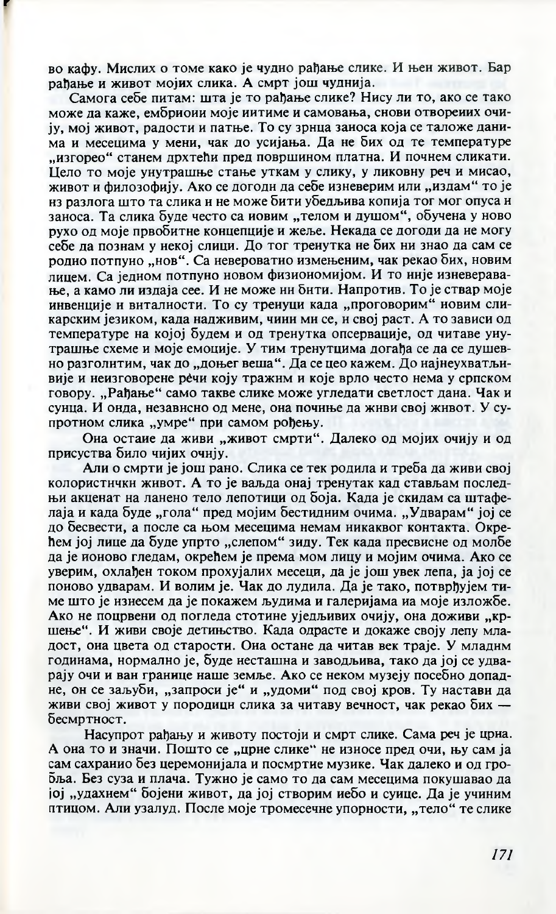во кафу. Мислих о томе како је чудно рађање слике. И њен живот. Бар рађање и живот мојих слика. А смрт још чуднија.

Самога себе питам: шта је то рађање слике? Нису ли то, ако се тако може да каже, ембриони моје иитиме и самовања, снови отворених очију, мој живот, радости и патње. То су зрнца заноса која се таложе данима и месецима у мени, чак до усијања. Да не бих од те температуре „изгорео“ станем дрхтећи пред површином платна. И почнем сликати. Цело то моје унутрашње стање уткам у слику, у ликовну реч и мисао, живот и филозофију. Ако се догоди да себе изневерим или „издам“ то је из разлога што та слика и не може бити убедљива копија тог мог опуса и заноса. Та слика буде често са иовим „телом и душом“, обучена у ново рухо од моје првобитне концепције и жеље. Некада се догоди да не могу себе да познам у некој слици. До тог тренутка не бих ни знао да сам се родно потпуно „нов“. Са невероватно измењеним, чак рекао бих, новим лицем. Са једном потпуно новом физиономијом. И то није изневеравање, а камо ли издаја сее. И не може нн бнти. Напротив. То је ствар моје инвенције и виталности. То су тренуци када „проговорим“ новим сликарским језиком, када надживим, чини ми се, и свој раст. А то зависи од температуре на којој будем и од тренутка опсервације, од читаве унутрашње схеме и моје емоције. У тим тренутцима догађа се да се душевно разголитим, чак до „доњег веша“. Да се цео кажем. До најнеухватљивије и неизговорене рèчи коју тражим и које врло често нема у српском говору. „Рађање“ само такве слике може угледати светлост дана. Чак и сунца. И онда, незавнсно од мене, она почиње да живи свој живот. У супротном слика „умре“ при самом рођењу.

Она остаие да живи „живот смрти“. Далеко од мојих очију и од присуства било чијих очију.

Али о смрти је још рано. Слика се тек родила и треба да живи свој колористички живот. А то је ваљда онај тренутак кад стављам последњи акценат на ланено тело лепотици од боја. Када је скидам са штафелаја и када буде „гола“ пред мојим бестидним очима. „Удварам“ јој се до бесвести, а после са њом месецима немам никаквог контакта. Окрећем јој лице да буде упрто „слепом“ зиду. Тек када пресвисне од молбе да је иново гледам, окрећем је према мом лицу и мојим очима. Ако се уверим, охлађен током прохујалих месеци, да је још увек лепа, ја јој се поново удварам. И волим је. Чак до лудила. Да је тако, потврђујем тиме што је изнесем да је покажем људима и галеријама иа моје изложбе. Ако не поцрвени од погледа стотине ујед љивих очију, она доживи „крштење“. И живи своје детињство. Када одрасте и докаже своју лепу младост, она цвета од старости. Она остане да читав век траје. У младим годинама, нормално је, буде несташна и заводљива, тако да јој се удварају очи и ван границе наше земље. Ако се неком музеју посебно допадне, он се заљуби, „запроси је“ и „удоми“ под свој кров. Ту настави да живи свој живот у породици слика за читаву вечност, чак рекао бих — бесмртност.

Насупрот рађању и животу постоји и смрт слике. Сама реч је црна. А она то и значи. Пошто се „црне слике“ не износе пред очи, њу сам ја сам сахранио без церемонијала и посмртне музике. Чак далеко и од гробља. Без суза и плача. Тужно је само то да сам месецима покушавао да јој „удахнем“ бојени живот, да јој створим иебо и сунце. Да је учиним птицом. Али узалуд. После моје тромесечне упорности, „тело“ те слике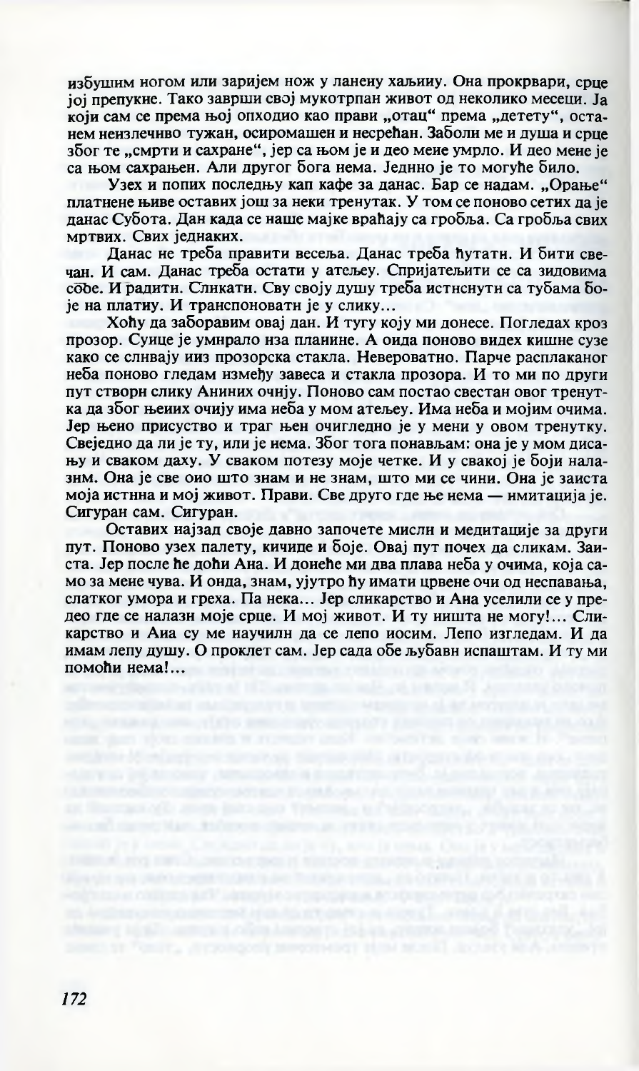избушим ногом или зарнјем нож у ланену хаљиииу. Она прокрвари, срце јој препукне. Тако заврши свој мукотрпан живот од неколико месеци. Ја који сам се према њој опходио као прави „отац" према „детету", останем неизлечиво тужан, осиромашен и несрећан. Заболи ме и душа и срце због те „смрти и сахране", јер са њом је и део мене умрло. И део мене је са њом сахрањен. Али другог бога нема. Једино је то могуће било.

Узех и попих последњу кап кафе за данас. Бар се надам. „Орање" платнене њиве оставих још за неки тренутак. У том се поново сетих да је данас Субота. Дан када се наше мајке враћају са гробља. Са гробља свих мртвих. Свих једнаких.

Данас не треба правити весеља. Данас треба ћутати. И бити свечан. И сам. Данас треба остати у атељеу. Спријатељити се са зидовима собе. И радити. Сликати. Сву своју душу треба истиснути са тубама боје на платну. И транспоновати је у слику...

Хоћу да заборавим овај дан. И тугу коју ми донесе. Погледах кроз прозор. Сунце је умирало иза планине. А онда поново видех кишне сузе како се сливају низ прозорска стакла. Невероватно. Парче расплаканог неба поново гледам између завеса и стакла прозора. И то ми по други пут створи слику Аниних очију. Поново сам постао свестан овог тренутка да због њених очију има неба у мом атељеу. Има неба и мојим очима. Јер њено присуство и траг њен очигледно је у мени у овом тренутку. Свеједно да ли је ту, или је нема. Због тога понављам: она је у мом дисању и сваком даху. У сваком потезу моје четке. И у свакој је боји налазим. Она је све оно што знам и не знам, што ми се чини. Она је заиста моја истина и мој живот. Прави. Све друго где ње нема — имитација је. Сигуран сам. Сигуран.

Оставих најзад своје давно započете мисли и медитације за други пут. Поново узех палету, кичице и боје. Овај пут почех да сликам. Заиста. Јер после ће доћи Ана. И донеће ми два плава неба у очима, која само за мене чува. И онда, знам, ујутро ћу имати црвене очи од неспавања, слатког умора и греха. Па нека... Јер сликарство и Ана уселили се у предео где се налази моје срце. И мој живот. И ту ништа не могу!... Сликарство и Ана су ме научили да се лепо носим. Лепо изгледам. И да имам лепу душу. О проклет сам. Јер сада обе љубави испаштам. И ту ми помоћи нема!...